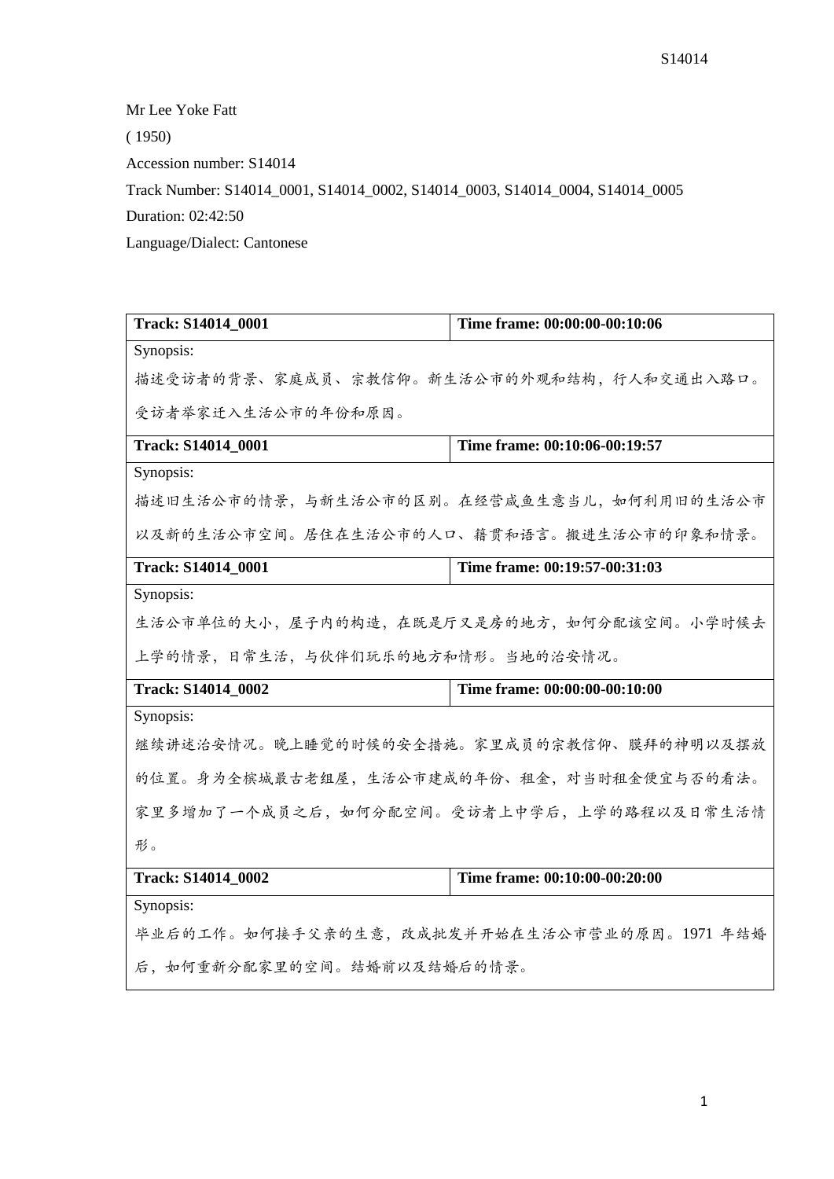Mr Lee Yoke Fatt

( 1950)

Accession number: S14014

Track Number: S14014_0001, S14014_0002, S14014_0003, S14014_0004, S14014_0005

Duration: 02:42:50

Language/Dialect: Cantonese

| Track: S14014_0001 | Time frame: 00:00:00-00:10:06 |
|---|---|
| Synopsis:<br>描述受访者的背景、家庭成员、宗教信仰。新生活公市的外观和结构，行人和交通出入路口。受访者举家迁入生活公市的年份和原因。 | |
| **Track: S14014_0001** | **Time frame: 00:10:06-00:19:57** |
| Synopsis:<br>描述旧生活公市的情景，与新生活公市的区别。在经营咸鱼生意当儿，如何利用旧的生活公市以及新的生活公市空间。居住在生活公市的人口、籍贯和语言。搬进生活公市的印象和情景。 | |
| **Track: S14014_0001** | **Time frame: 00:19:57-00:31:03** |
| Synopsis:<br>生活公市单位的大小，屋子内的构造，在既是厅又是房的地方，如何分配该空间。小学时候去上学的情景，日常生活，与伙伴们玩乐的地方和情形。当地的治安情况。 | |
| **Track: S14014_0002** | **Time frame: 00:00:00-00:10:00** |
| Synopsis:<br>继续讲述治安情况。晚上睡觉的时候的安全措施。家里成员的宗教信仰、膜拜的神明以及摆放的位置。身为全槟城最古老组屋，生活公市建成的年份、租金，对当时租金便宜与否的看法。家里多增加了一个成员之后，如何分配空间。受访者上中学后，上学的路程以及日常生活情形。 | |
| **Track: S14014_0002** | **Time frame: 00:10:00-00:20:00** |
| Synopsis:<br>毕业后的工作。如何接手父亲的生意，改成批发并开始在生活公市营业的原因。1971 年结婚后，如何重新分配家里的空间。结婚前以及结婚后的情景。 | |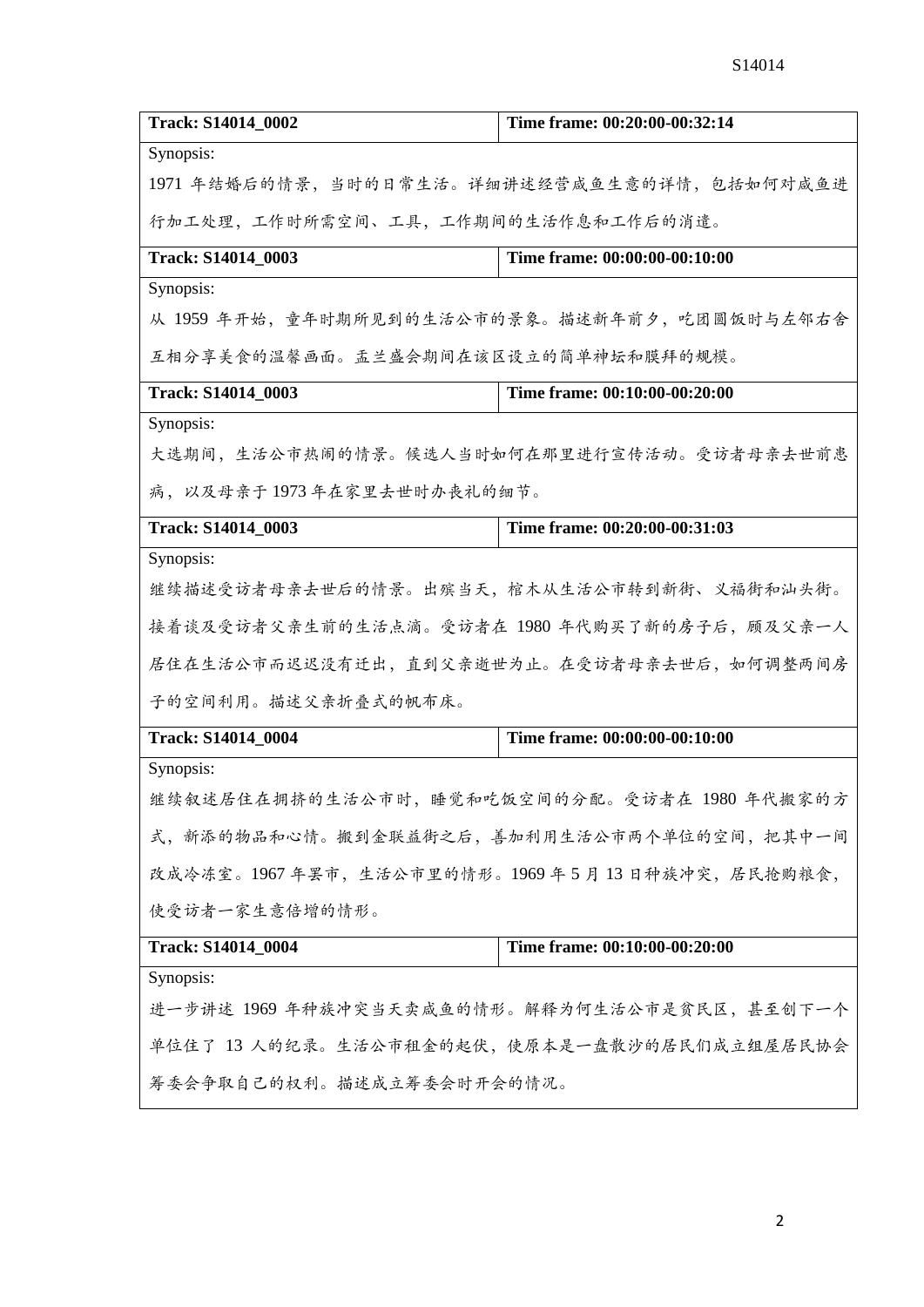| Track: S14014_0002 | Time frame: 00:20:00-00:32:14 |
|---|---|
| Synopsis:<br>1971 年结婚后的情景，当时的日常生活。详细讲述经营咸鱼生意的详情，包括如何对咸鱼进行加工处理，工作时所需空间、工具，工作期间的生活作息和工作后的消遣。 | |
| **Track: S14014_0003** | **Time frame: 00:00:00-00:10:00** |
| Synopsis:<br>从 1959 年开始，童年时期所见到的生活公市的景象。描述新年前夕，吃团圆饭时与左邻右舍互相分享美食的温馨画面。盂兰盛会期间在该区设立的简单神坛和膜拜的规模。 | |
| **Track: S14014_0003** | **Time frame: 00:10:00-00:20:00** |
| Synopsis:<br>大选期间，生活公市热闹的情景。候选人当时如何在那里进行宣传活动。受访者母亲去世前患病，以及母亲于 1973 年在家里去世时办丧礼的细节。 | |
| **Track: S14014_0003** | **Time frame: 00:20:00-00:31:03** |
| Synopsis:<br>继续描述受访者母亲去世后的情景。出殡当天，棺木从生活公市转到新街、义福街和汕头街。接着谈及受访者父亲生前的生活点滴。受访者在 1980 年代购买了新的房子后，顾及父亲一人居住在生活公市而迟迟没有迁出，直到父亲逝世为止。在受访者母亲去世后，如何调整两间房子的空间利用。描述父亲折叠式的帆布床。 | |
| **Track: S14014_0004** | **Time frame: 00:00:00-00:10:00** |
| Synopsis:<br>继续叙述居住在拥挤的生活公市时，睡觉和吃饭空间的分配。受访者在 1980 年代搬家的方式，新添的物品和心情。搬到金联益街之后，善加利用生活公市两个单位的空间，把其中一间改成冷冻室。1967 年罢市，生活公市里的情形。1969 年 5 月 13 日种族冲突，居民抢购粮食，使受访者一家生意倍增的情形。 | |
| **Track: S14014_0004** | **Time frame: 00:10:00-00:20:00** |
| Synopsis:<br>进一步讲述 1969 年种族冲突当天卖咸鱼的情形。解释为何生活公市是贫民区，甚至创下一个单位住了 13 人的纪录。生活公市租金的起伏，使原本是一盘散沙的居民们成立组屋居民协会筹委会争取自己的权利。描述成立筹委会时开会的情况。 | |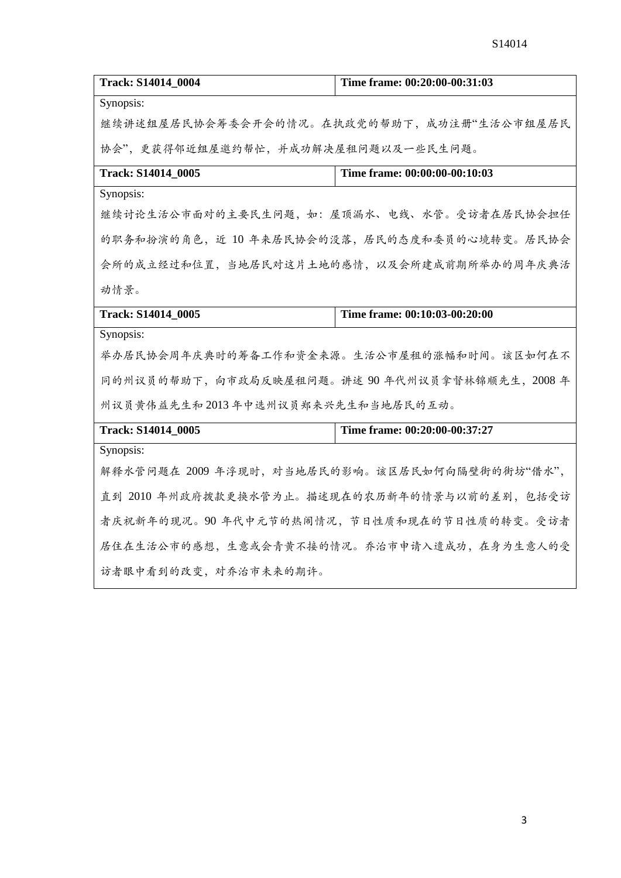| **Track: S14014_0004** | **Time frame: 00:20:00-00:31:03** |
|---|---|
| Synopsis:<br>继续讲述组屋居民协会筹委会开会的情况。在执政党的帮助下，成功注册“生活公市组屋居民协会”，更获得邻近组屋邀约帮忙，并成功解决屋租问题以及一些民生问题。 | |
| **Track: S14014_0005** | **Time frame: 00:00:00-00:10:03** |
| Synopsis:<br>继续讨论生活公市面对的主要民生问题，如：屋顶漏水、电线、水管。受访者在居民协会担任的职务和扮演的角色，近 10 年来居民协会的没落，居民的态度和委员的心境转变。居民协会会所的成立经过和位置，当地居民对这片土地的感情，以及会所建成前期所举办的周年庆典活动情景。 | |
| **Track: S14014_0005** | **Time frame: 00:10:03-00:20:00** |
| Synopsis:<br>举办居民协会周年庆典时的筹备工作和资金来源。生活公市屋租的涨幅和时间。该区如何在不同的州议员的帮助下，向市政局反映屋租问题。讲述 90 年代州议员拿督林锦顺先生，2008 年州议员黄伟益先生和 2013 年中选州议员郑来兴先生和当地居民的互动。 | |
| **Track: S14014_0005** | **Time frame: 00:20:00-00:37:27** |
| Synopsis:<br>解释水管问题在 2009 年浮现时，对当地居民的影响。该区居民如何向隔壁街的街坊“借水”，直到 2010 年州政府拨款更换水管为止。描述现在的农历新年的情景与以前的差别，包括受访者庆祝新年的现况。90 年代中元节的热闹情况，节日性质和现在的节日性质的转变。受访者居住在生活公市的感想，生意或会青黄不接的情况。乔治市申请入遗成功，在身为生意人的受访者眼中看到的改变，对乔治市未来的期许。 | |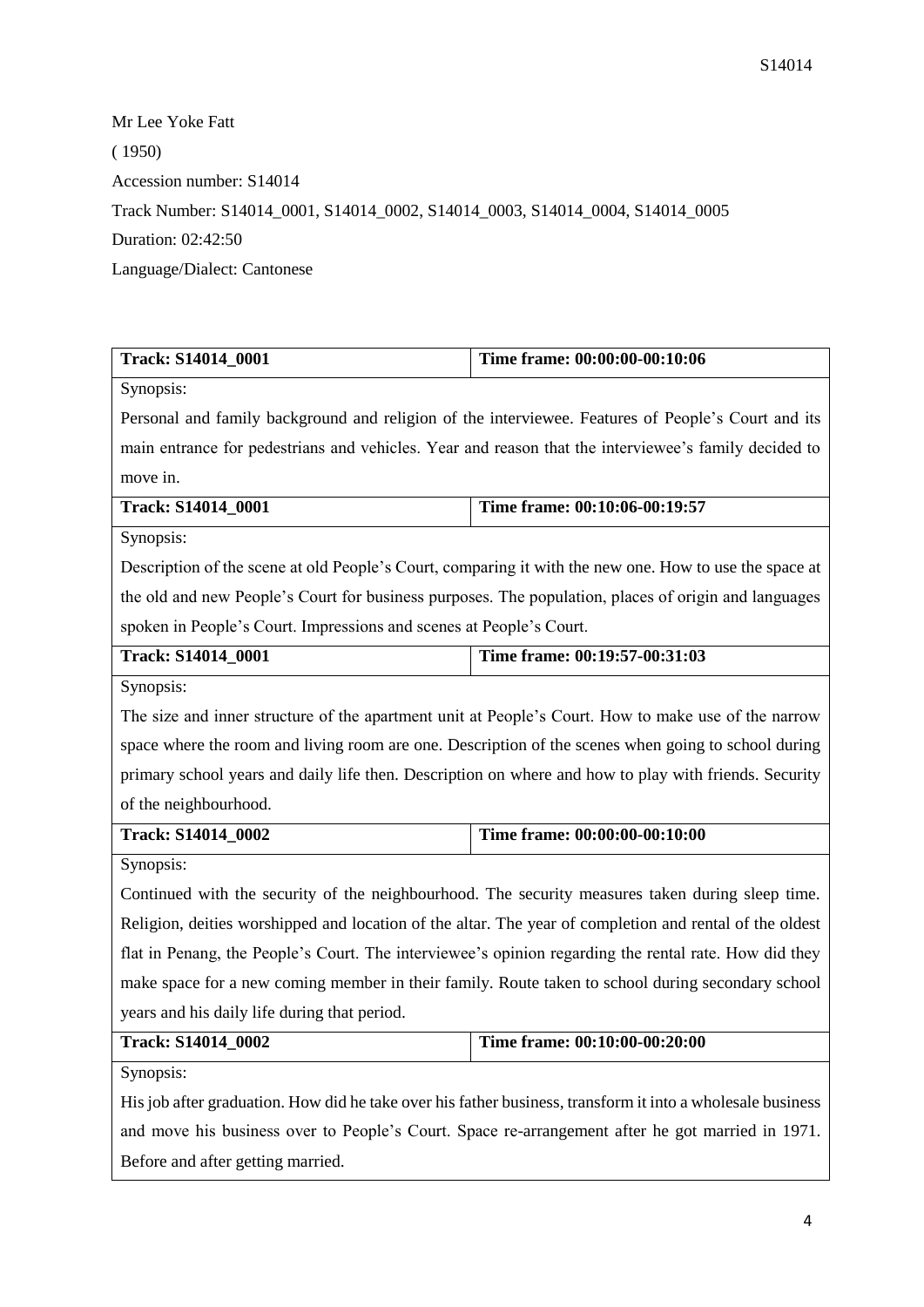Mr Lee Yoke Fatt

( 1950)

Accession number: S14014

Track Number: S14014_0001, S14014_0002, S14014_0003, S14014_0004, S14014_0005

Duration: 02:42:50

Language/Dialect: Cantonese

| **Track: S14014_0001** | **Time frame: 00:00:00-00:10:06** |
|---|---|
| Synopsis:<br>Personal and family background and religion of the interviewee. Features of People's Court and its main entrance for pedestrians and vehicles. Year and reason that the interviewee's family decided to move in. | |
| **Track: S14014_0001** | **Time frame: 00:10:06-00:19:57** |
| Synopsis:<br>Description of the scene at old People's Court, comparing it with the new one. How to use the space at the old and new People's Court for business purposes. The population, places of origin and languages spoken in People's Court. Impressions and scenes at People's Court. | |
| **Track: S14014_0001** | **Time frame: 00:19:57-00:31:03** |
| Synopsis:<br>The size and inner structure of the apartment unit at People's Court. How to make use of the narrow space where the room and living room are one. Description of the scenes when going to school during primary school years and daily life then. Description on where and how to play with friends. Security of the neighbourhood. | |
| **Track: S14014_0002** | **Time frame: 00:00:00-00:10:00** |
| Synopsis:<br>Continued with the security of the neighbourhood. The security measures taken during sleep time. Religion, deities worshipped and location of the altar. The year of completion and rental of the oldest flat in Penang, the People's Court. The interviewee's opinion regarding the rental rate. How did they make space for a new coming member in their family. Route taken to school during secondary school years and his daily life during that period. | |
| **Track: S14014_0002** | **Time frame: 00:10:00-00:20:00** |
| Synopsis:<br>His job after graduation. How did he take over his father business, transform it into a wholesale business and move his business over to People's Court. Space re-arrangement after he got married in 1971. Before and after getting married. | |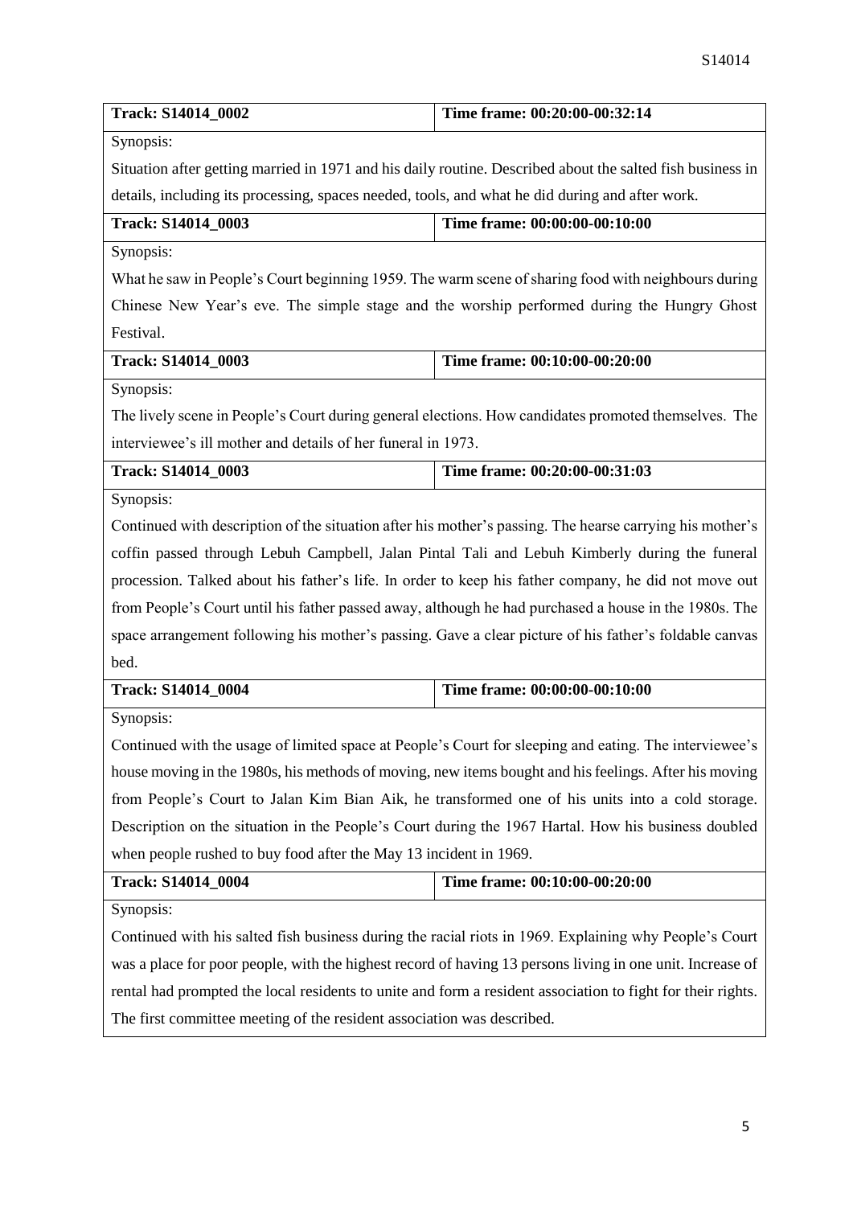| **Track: S14014_0002** | **Time frame: 00:20:00-00:32:14** |
|---|---|
| Synopsis: Situation after getting married in 1971 and his daily routine. Described about the salted fish business in details, including its processing, spaces needed, tools, and what he did during and after work. | |
| **Track: S14014_0003** | **Time frame: 00:00:00-00:10:00** |
| Synopsis: What he saw in People's Court beginning 1959. The warm scene of sharing food with neighbours during Chinese New Year's eve. The simple stage and the worship performed during the Hungry Ghost Festival. | |
| **Track: S14014_0003** | **Time frame: 00:10:00-00:20:00** |
| Synopsis: The lively scene in People's Court during general elections. How candidates promoted themselves. The interviewee's ill mother and details of her funeral in 1973. | |
| **Track: S14014_0003** | **Time frame: 00:20:00-00:31:03** |
| Synopsis: Continued with description of the situation after his mother's passing. The hearse carrying his mother's coffin passed through Lebuh Campbell, Jalan Pintal Tali and Lebuh Kimberly during the funeral procession. Talked about his father's life. In order to keep his father company, he did not move out from People's Court until his father passed away, although he had purchased a house in the 1980s. The space arrangement following his mother's passing. Gave a clear picture of his father's foldable canvas bed. | |
| **Track: S14014_0004** | **Time frame: 00:00:00-00:10:00** |
| Synopsis: Continued with the usage of limited space at People's Court for sleeping and eating. The interviewee's house moving in the 1980s, his methods of moving, new items bought and his feelings. After his moving from People's Court to Jalan Kim Bian Aik, he transformed one of his units into a cold storage. Description on the situation in the People's Court during the 1967 Hartal. How his business doubled when people rushed to buy food after the May 13 incident in 1969. | |
| **Track: S14014_0004** | **Time frame: 00:10:00-00:20:00** |
| Synopsis: Continued with his salted fish business during the racial riots in 1969. Explaining why People's Court was a place for poor people, with the highest record of having 13 persons living in one unit. Increase of rental had prompted the local residents to unite and form a resident association to fight for their rights. The first committee meeting of the resident association was described. | |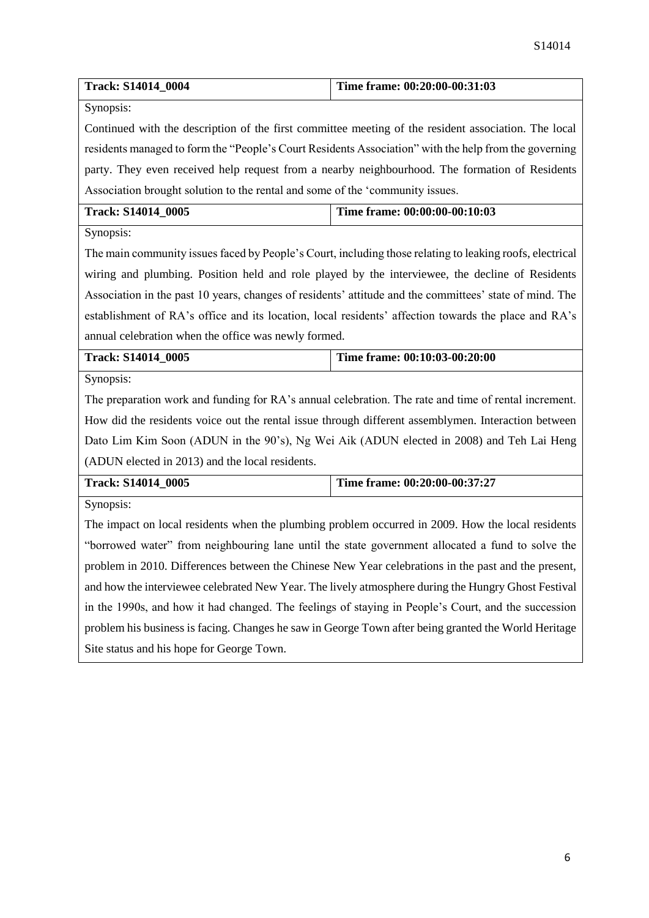| Track: S14014_0004 | Time frame: 00:20:00-00:31:03 |
|---|---|
| Synopsis: | |
| Continued with the description of the first committee meeting of the resident association. The local residents managed to form the "People's Court Residents Association" with the help from the governing party. They even received help request from a nearby neighbourhood. The formation of Residents Association brought solution to the rental and some of the 'community issues. | |
| **Track: S14014_0005** | **Time frame: 00:00:00-00:10:03** |
| Synopsis: | |
| The main community issues faced by People's Court, including those relating to leaking roofs, electrical wiring and plumbing. Position held and role played by the interviewee, the decline of Residents Association in the past 10 years, changes of residents' attitude and the committees' state of mind. The establishment of RA's office and its location, local residents' affection towards the place and RA's annual celebration when the office was newly formed. | |
| **Track: S14014_0005** | **Time frame: 00:10:03-00:20:00** |
| Synopsis: | |
| The preparation work and funding for RA's annual celebration. The rate and time of rental increment. How did the residents voice out the rental issue through different assemblymen. Interaction between Dato Lim Kim Soon (ADUN in the 90's), Ng Wei Aik (ADUN elected in 2008) and Teh Lai Heng (ADUN elected in 2013) and the local residents. | |
| **Track: S14014_0005** | **Time frame: 00:20:00-00:37:27** |
| Synopsis: | |
| The impact on local residents when the plumbing problem occurred in 2009. How the local residents "borrowed water" from neighbouring lane until the state government allocated a fund to solve the problem in 2010. Differences between the Chinese New Year celebrations in the past and the present, and how the interviewee celebrated New Year. The lively atmosphere during the Hungry Ghost Festival in the 1990s, and how it had changed. The feelings of staying in People's Court, and the succession problem his business is facing. Changes he saw in George Town after being granted the World Heritage Site status and his hope for George Town. | |